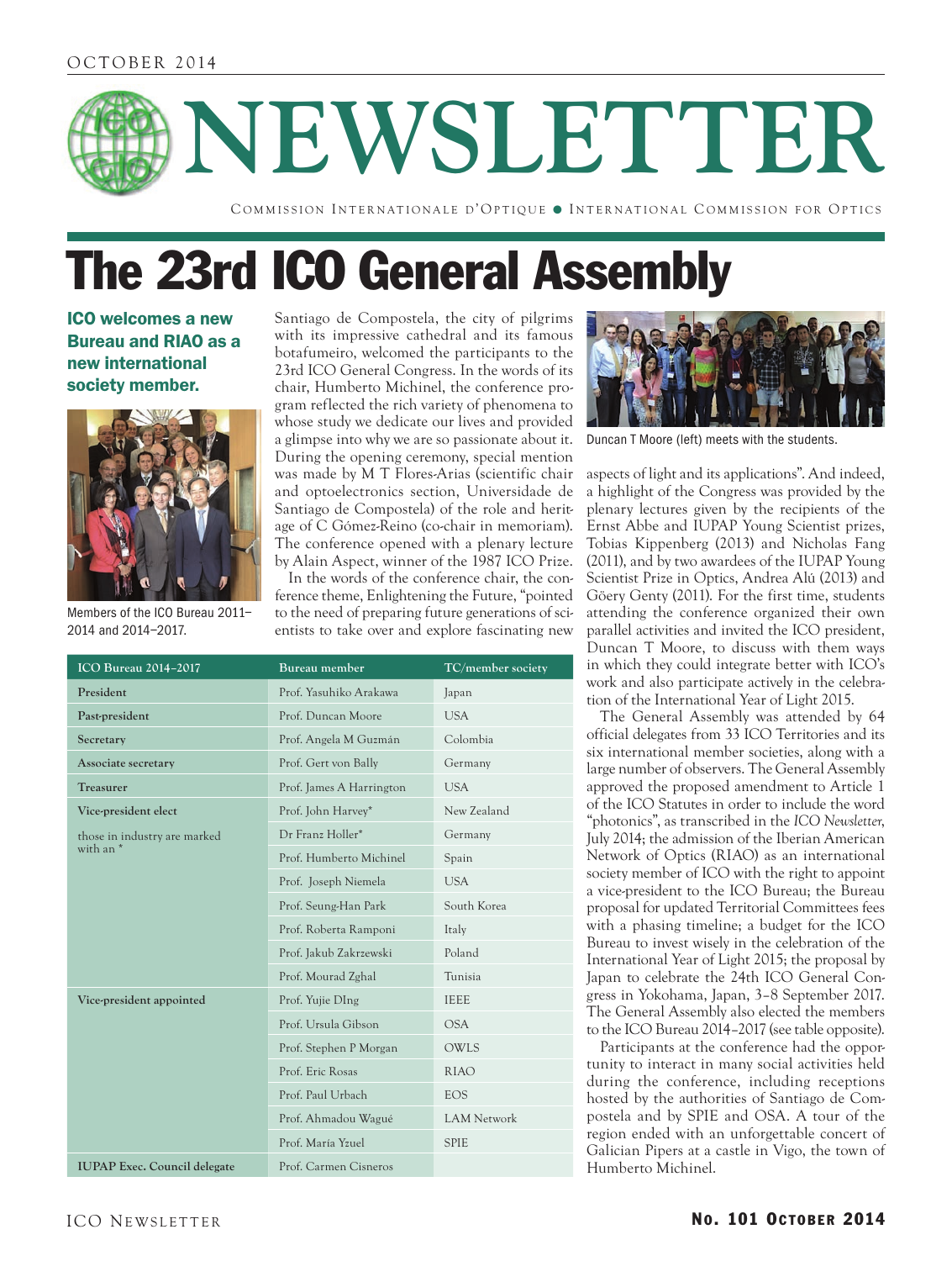OCTOBER 2014

# NEWSLETTER

COMMISSION INTERNATIONALE D'OPTIQUE ● INTERNATIONAL COMMISSION FOR OPTICS

# The 23rd ICO General Assembly

## ICO welcomes a new Bureau and RIAO as a new international society member.

Members of the ICO Bureau 2011–2014 and 2014–2017.

Santiago de Compostela, the city of pilgrims with its impressive cathedral and its famous botafumeiro, welcomed the participants to the 23rd ICO General Congress. In the words of its chair, Humberto Michinel, the conference program reflected the rich variety of phenomena to whose study we dedicate our lives and provided a glimpse into why we are so passionate about it. During the opening ceremony, special mention was made by M T Flores-Arias (scientific chair and optoelectronics section, Universidade de Santiago de Compostela) of the role and heritage of C Gómez-Reino (co-chair in memoriam). The conference opened with a plenary lecture by Alain Aspect, winner of the 1987 ICO Prize.

In the words of the conference chair, the conference theme, Enlightening the Future, "pointed to the need of preparing future generations of scientists to take over and explore fascinating new aspects of light and its applications". And indeed, a highlight of the Congress was provided by the plenary lectures given by the recipients of the Ernst Abbe and IUPAP Young Scientist prizes, Tobias Kippenberg (2013) and Nicholas Fang (2011), and by two awardees of the IUPAP Young Scientist Prize in Optics, Andrea Alú (2013) and Göery Genty (2011). For the first time, students attending the conference organized their own parallel activities and invited the ICO president, Duncan T Moore, to discuss with them ways in which they could integrate better with ICO's work and also participate actively in the celebration of the International Year of Light 2015.

Duncan T Moore (left) meets with the students.

The General Assembly was attended by 64 official delegates from 33 ICO Territories and its six international member societies, along with a large number of observers. The General Assembly approved the proposed amendment to Article 1 of the ICO Statutes in order to include the word "photonics", as transcribed in the *ICO Newsletter*, July 2014; the admission of the Iberian American Network of Optics (RIAO) as an international society member of ICO with the right to appoint a vice-president to the ICO Bureau; the Bureau proposal for updated Territorial Committees fees with a phasing timeline; a budget for the ICO Bureau to invest wisely in the celebration of the International Year of Light 2015; the proposal by Japan to celebrate the 24th ICO General Congress in Yokohama, Japan, 3–8 September 2017. The General Assembly also elected the members to the ICO Bureau 2014–2017 (see table opposite).

Participants at the conference had the opportunity to interact in many social activities held during the conference, including receptions hosted by the authorities of Santiago de Compostela and by SPIE and OSA. A tour of the region ended with an unforgettable concert of Galician Pipers at a castle in Vigo, the town of Humberto Michinel.

| ICO Bureau 2014–2017 | Bureau member | TC/member society |
|---|---|---|
| **President** | Prof. Yasuhiko Arakawa | Japan |
| **Past-president** | Prof. Duncan Moore | USA |
| **Secretary** | Prof. Angela M Guzmán | Colombia |
| **Associate secretary** | Prof. Gert von Bally | Germany |
| **Treasurer** | Prof. James A Harrington | USA |
| **Vice-president elect** | Prof. John Harvey* | New Zealand |
| those in industry are marked with an * | Dr Franz Holler* | Germany |
| | Prof. Humberto Michinel | Spain |
| | Prof. Joseph Niemela | USA |
| | Prof. Seung-Han Park | South Korea |
| | Prof. Roberta Ramponi | Italy |
| | Prof. Jakub Zakrzewski | Poland |
| | Prof. Mourad Zghal | Tunisia |
| **Vice-president appointed** | Prof. Yujie DIng | IEEE |
| | Prof. Ursula Gibson | OSA |
| | Prof. Stephen P Morgan | OWLS |
| | Prof. Eric Rosas | RIAO |
| | Prof. Paul Urbach | EOS |
| | Prof. Ahmadou Wagué | LAM Network |
| | Prof. María Yzuel | SPIE |
| **IUPAP Exec. Council delegate** | Prof. Carmen Cisneros | |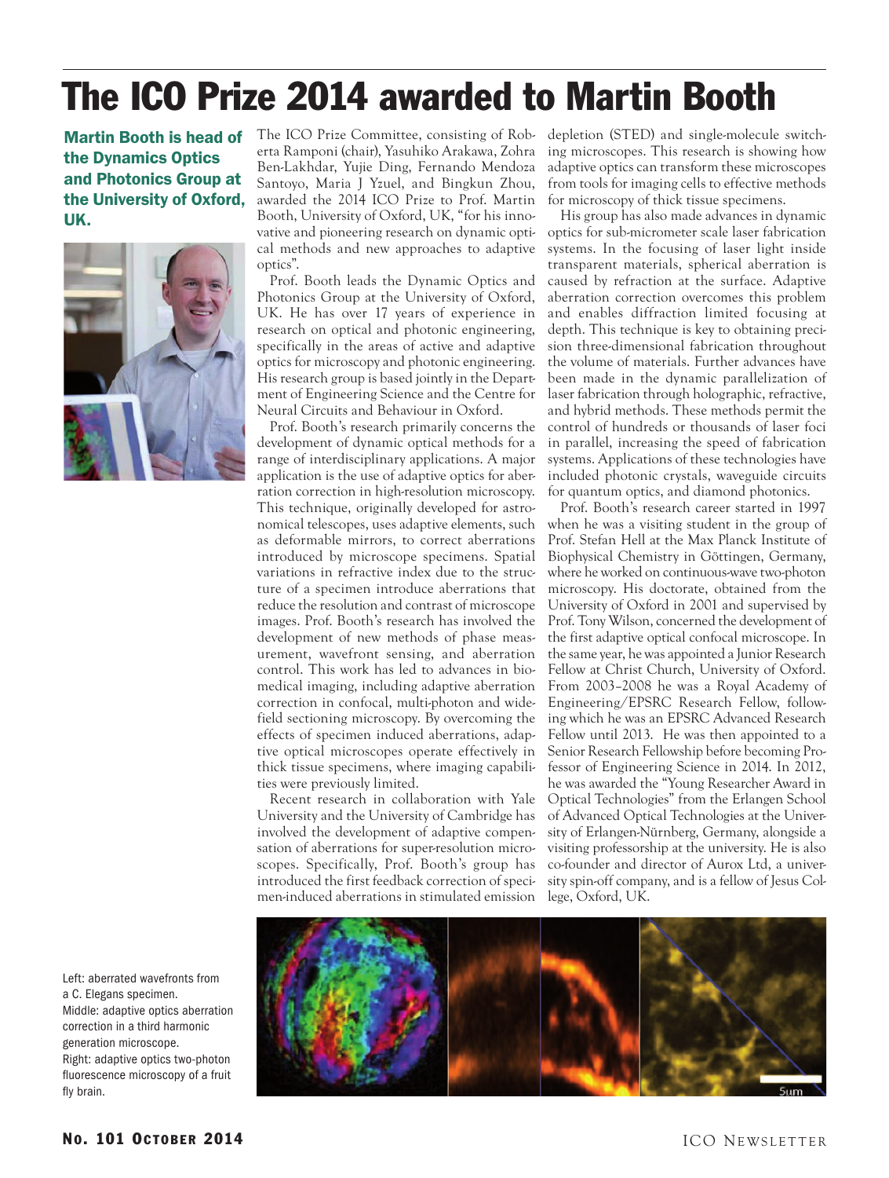# The ICO Prize 2014 awarded to Martin Booth

**Martin Booth is head of the Dynamics Optics and Photonics Group at the University of Oxford, UK.**

The ICO Prize Committee, consisting of Roberta Ramponi (chair), Yasuhiko Arakawa, Zohra Ben-Lakhdar, Yujie Ding, Fernando Mendoza Santoyo, Maria J Yzuel, and Bingkun Zhou, awarded the 2014 ICO Prize to Prof. Martin Booth, University of Oxford, UK, "for his innovative and pioneering research on dynamic optical methods and new approaches to adaptive optics".

Prof. Booth leads the Dynamic Optics and Photonics Group at the University of Oxford, UK. He has over 17 years of experience in research on optical and photonic engineering, specifically in the areas of active and adaptive optics for microscopy and photonic engineering. His research group is based jointly in the Department of Engineering Science and the Centre for Neural Circuits and Behaviour in Oxford.

Prof. Booth's research primarily concerns the development of dynamic optical methods for a range of interdisciplinary applications. A major application is the use of adaptive optics for aberration correction in high-resolution microscopy. This technique, originally developed for astronomical telescopes, uses adaptive elements, such as deformable mirrors, to correct aberrations introduced by microscope specimens. Spatial variations in refractive index due to the structure of a specimen introduce aberrations that reduce the resolution and contrast of microscope images. Prof. Booth's research has involved the development of new methods of phase measurement, wavefront sensing, and aberration control. This work has led to advances in biomedical imaging, including adaptive aberration correction in confocal, multi-photon and widefield sectioning microscopy. By overcoming the effects of specimen induced aberrations, adaptive optical microscopes operate effectively in thick tissue specimens, where imaging capabilities were previously limited.

Recent research in collaboration with Yale University and the University of Cambridge has involved the development of adaptive compensation of aberrations for super-resolution microscopes. Specifically, Prof. Booth's group has introduced the first feedback correction of specimen-induced aberrations in stimulated emission depletion (STED) and single-molecule switching microscopes. This research is showing how adaptive optics can transform these microscopes from tools for imaging cells to effective methods for microscopy of thick tissue specimens.

His group has also made advances in dynamic optics for sub-micrometer scale laser fabrication systems. In the focusing of laser light inside transparent materials, spherical aberration is caused by refraction at the surface. Adaptive aberration correction overcomes this problem and enables diffraction limited focusing at depth. This technique is key to obtaining precision three-dimensional fabrication throughout the volume of materials. Further advances have been made in the dynamic parallelization of laser fabrication through holographic, refractive, and hybrid methods. These methods permit the control of hundreds or thousands of laser foci in parallel, increasing the speed of fabrication systems. Applications of these technologies have included photonic crystals, waveguide circuits for quantum optics, and diamond photonics.

Prof. Booth's research career started in 1997 when he was a visiting student in the group of Prof. Stefan Hell at the Max Planck Institute of Biophysical Chemistry in Göttingen, Germany, where he worked on continuous-wave two-photon microscopy. His doctorate, obtained from the University of Oxford in 2001 and supervised by Prof. Tony Wilson, concerned the development of the first adaptive optical confocal microscope. In the same year, he was appointed a Junior Research Fellow at Christ Church, University of Oxford. From 2003–2008 he was a Royal Academy of Engineering/EPSRC Research Fellow, following which he was an EPSRC Advanced Research Fellow until 2013. He was then appointed to a Senior Research Fellowship before becoming Professor of Engineering Science in 2014. In 2012, he was awarded the "Young Researcher Award in Optical Technologies" from the Erlangen School of Advanced Optical Technologies at the University of Erlangen-Nürnberg, Germany, alongside a visiting professorship at the university. He is also co-founder and director of Aurox Ltd, a university spin-off company, and is a fellow of Jesus College, Oxford, UK.

Left: aberrated wavefronts from a C. Elegans specimen.
Middle: adaptive optics aberration correction in a third harmonic generation microscope.
Right: adaptive optics two-photon fluorescence microscopy of a fruit fly brain.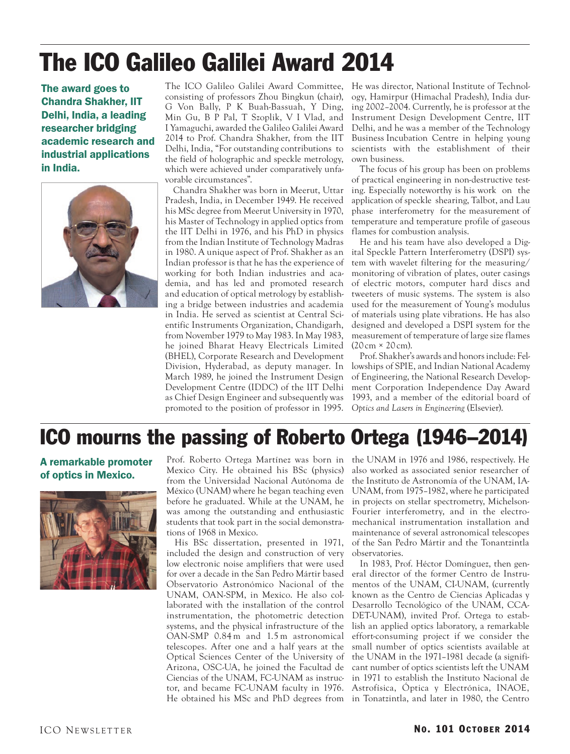# The ICO Galileo Galilei Award 2014

**The award goes to Chandra Shakher, IIT Delhi, India, a leading researcher bridging academic research and industrial applications in India.**

The ICO Galileo Galilei Award Committee, consisting of professors Zhou Bingkun (chair), G Von Bally, P K Buah-Bassuah, Y Ding, Min Gu, B P Pal, T Szoplik, V I Vlad, and I Yamaguchi, awarded the Galileo Galilei Award 2014 to Prof. Chandra Shakher, from the IIT Delhi, India, "For outstanding contributions to the field of holographic and speckle metrology, which were achieved under comparatively unfavorable circumstances".

Chandra Shakher was born in Meerut, Uttar Pradesh, India, in December 1949. He received his MSc degree from Meerut University in 1970, his Master of Technology in applied optics from the IIT Delhi in 1976, and his PhD in physics from the Indian Institute of Technology Madras in 1980. A unique aspect of Prof. Shakher as an Indian professor is that he has the experience of working for both Indian industries and academia, and has led and promoted research and education of optical metrology by establishing a bridge between industries and academia in India. He served as scientist at Central Scientific Instruments Organization, Chandigarh, from November 1979 to May 1983. In May 1983, he joined Bharat Heavy Electricals Limited (BHEL), Corporate Research and Development Division, Hyderabad, as deputy manager. In March 1989, he joined the Instrument Design Development Centre (IDDC) of the IIT Delhi as Chief Design Engineer and subsequently was promoted to the position of professor in 1995. He was director, National Institute of Technology, Hamirpur (Himachal Pradesh), India during 2002–2004. Currently, he is professor at the Instrument Design Development Centre, IIT Delhi, and he was a member of the Technology Business Incubation Centre in helping young scientists with the establishment of their own business.

The focus of his group has been on problems of practical engineering in non-destructive testing. Especially noteworthy is his work on the application of speckle shearing, Talbot, and Lau phase interferometry for the measurement of temperature and temperature profile of gaseous flames for combustion analysis.

He and his team have also developed a Digital Speckle Pattern Interferometry (DSPI) system with wavelet filtering for the measuring/monitoring of vibration of plates, outer casings of electric motors, computer hard discs and tweeters of music systems. The system is also used for the measurement of Young's modulus of materials using plate vibrations. He has also designed and developed a DSPI system for the measurement of temperature of large size flames (20 cm × 20 cm).

Prof. Shakher's awards and honors include: Fellowships of SPIE, and Indian National Academy of Engineering, the National Research Development Corporation Independence Day Award 1993, and a member of the editorial board of *Optics and Lasers in Engineering* (Elsevier).

# ICO mourns the passing of Roberto Ortega (1946–2014)

**A remarkable promoter of optics in Mexico.**

Prof. Roberto Ortega Martínez was born in Mexico City. He obtained his BSc (physics) from the Universidad Nacional Autónoma de México (UNAM) where he began teaching even before he graduated. While at the UNAM, he was among the outstanding and enthusiastic students that took part in the social demonstrations of 1968 in Mexico.

His BSc dissertation, presented in 1971, included the design and construction of very low electronic noise amplifiers that were used for over a decade in the San Pedro Mártir based Observatorio Astronómico Nacional of the UNAM, OAN-SPM, in Mexico. He also collaborated with the installation of the control instrumentation, the photometric detection systems, and the physical infrastructure of the OAN-SMP 0.84 m and 1.5 m astronomical telescopes. After one and a half years at the Optical Sciences Center of the University of Arizona, OSC-UA, he joined the Facultad de Ciencias of the UNAM, FC-UNAM as instructor, and became FC-UNAM faculty in 1976. He obtained his MSc and PhD degrees from the UNAM in 1976 and 1986, respectively. He also worked as associated senior researcher of the Instituto de Astronomía of the UNAM, IA-UNAM, from 1975–1982, where he participated in projects on stellar spectrometry, Michelson-Fourier interferometry, and in the electromechanical instrumentation installation and maintenance of several astronomical telescopes of the San Pedro Mártir and the Tonantzintla observatories.

In 1983, Prof. Héctor Domínguez, then general director of the former Centro de Instrumentos of the UNAM, CI-UNAM, (currently known as the Centro de Ciencias Aplicadas y Desarrollo Tecnológico of the UNAM, CCADET-UNAM), invited Prof. Ortega to establish an applied optics laboratory, a remarkable effort-consuming project if we consider the small number of optics scientists available at the UNAM in the 1971–1981 decade (a significant number of optics scientists left the UNAM in 1971 to establish the Instituto Nacional de Astrofísica, Óptica y Electrónica, INAOE, in Tonatzintla, and later in 1980, the Centro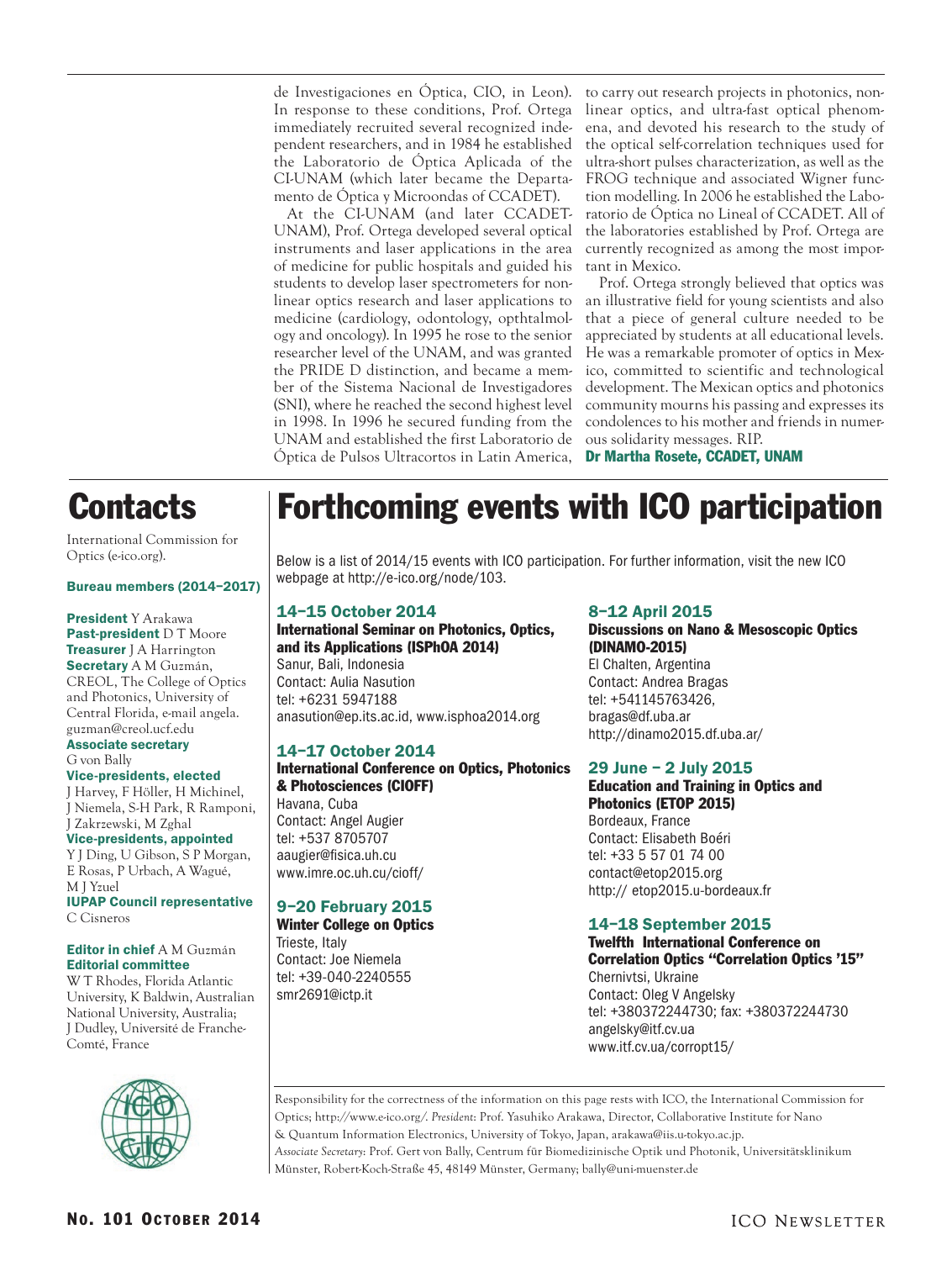de Investigaciones en Óptica, CIO, in Leon). In response to these conditions, Prof. Ortega immediately recruited several recognized independent researchers, and in 1984 he established the Laboratorio de Óptica Aplicada of the CI-UNAM (which later became the Departamento de Óptica y Microondas of CCADET).

At the CI-UNAM (and later CCADET-UNAM), Prof. Ortega developed several optical instruments and laser applications in the area of medicine for public hospitals and guided his students to develop laser spectrometers for nonlinear optics research and laser applications to medicine (cardiology, odontology, opthtalmology and oncology). In 1995 he rose to the senior researcher level of the UNAM, and was granted the PRIDE D distinction, and became a member of the Sistema Nacional de Investigadores (SNI), where he reached the second highest level in 1998. In 1996 he secured funding from the UNAM and established the first Laboratorio de Óptica de Pulsos Ultracortos in Latin America, to carry out research projects in photonics, nonlinear optics, and ultra-fast optical phenomena, and devoted his research to the study of the optical self-correlation techniques used for ultra-short pulses characterization, as well as the FROG technique and associated Wigner function modelling. In 2006 he established the Laboratorio de Óptica no Lineal of CCADET. All of the laboratories established by Prof. Ortega are currently recognized as among the most important in Mexico.

Prof. Ortega strongly believed that optics was an illustrative field for young scientists and also that a piece of general culture needed to be appreciated by students at all educational levels. He was a remarkable promoter of optics in Mexico, committed to scientific and technological development. The Mexican optics and photonics community mourns his passing and expresses its condolences to his mother and friends in numerous solidarity messages. RIP.

**Dr Martha Rosete, CCADET, UNAM**

# Contacts

International Commission for Optics (e-ico.org).

**Bureau members (2014–2017)**

**President** Y Arakawa
**Past-president** D T Moore
**Treasurer** J A Harrington
**Secretary** A M Guzmán, CREOL, The College of Optics and Photonics, University of Central Florida, e-mail angela.guzman@creol.ucf.edu
**Associate secretary** G von Bally
**Vice-presidents, elected** J Harvey, F Höller, H Michinel, J Niemela, S-H Park, R Ramponi, J Zakrzewski, M Zghal
**Vice-presidents, appointed** Y J Ding, U Gibson, S P Morgan, E Rosas, P Urbach, A Wagué, M J Yzuel
**IUPAP Council representative** C Cisneros

**Editor in chief** A M Guzmán
**Editorial committee** W T Rhodes, Florida Atlantic University, K Baldwin, Australian National University, Australia; J Dudley, Université de Franche-Comté, France

# Forthcoming events with ICO participation

Below is a list of 2014/15 events with ICO participation. For further information, visit the new ICO webpage at http://e-ico.org/node/103.

**14–15 October 2014**
**International Seminar on Photonics, Optics, and its Applications (ISPhOA 2014)**
Sanur, Bali, Indonesia
Contact: Aulia Nasution
tel: +6231 5947188
anasution@ep.its.ac.id, www.isphoa2014.org

**14–17 October 2014**
**International Conference on Optics, Photonics & Photosciences (CIOFF)**
Havana, Cuba
Contact: Angel Augier
tel: +537 8705707
aaugier@fisica.uh.cu
www.imre.oc.uh.cu/cioff/

**9–20 February 2015**
**Winter College on Optics**
Trieste, Italy
Contact: Joe Niemela
tel: +39-040-2240555
smr2691@ictp.it

**8–12 April 2015**
**Discussions on Nano & Mesoscopic Optics (DINAMO-2015)**
El Chalten, Argentina
Contact: Andrea Bragas
tel: +541145763426,
bragas@df.uba.ar
http://dinamo2015.df.uba.ar/

**29 June – 2 July 2015**
**Education and Training in Optics and Photonics (ETOP 2015)**
Bordeaux, France
Contact: Elisabeth Boéri
tel: +33 5 57 01 74 00
contact@etop2015.org
http:// etop2015.u-bordeaux.fr

**14–18 September 2015**
**Twelfth International Conference on Correlation Optics "Correlation Optics '15"**
Chernivtsi, Ukraine
Contact: Oleg V Angelsky
tel: +380372244730; fax: +380372244730
angelsky@itf.cv.ua
www.itf.cv.ua/corropt15/

Responsibility for the correctness of the information on this page rests with ICO, the International Commission for Optics; http://www.e-ico.org/. *President:* Prof. Yasuhiko Arakawa, Director, Collaborative Institute for Nano & Quantum Information Electronics, University of Tokyo, Japan, arakawa@iis.u-tokyo.ac.jp.
*Associate Secretary:* Prof. Gert von Bally, Centrum für Biomedizinische Optik und Photonik, Universitätsklinikum Münster, Robert-Koch-Straße 45, 48149 Münster, Germany; bally@uni-muenster.de